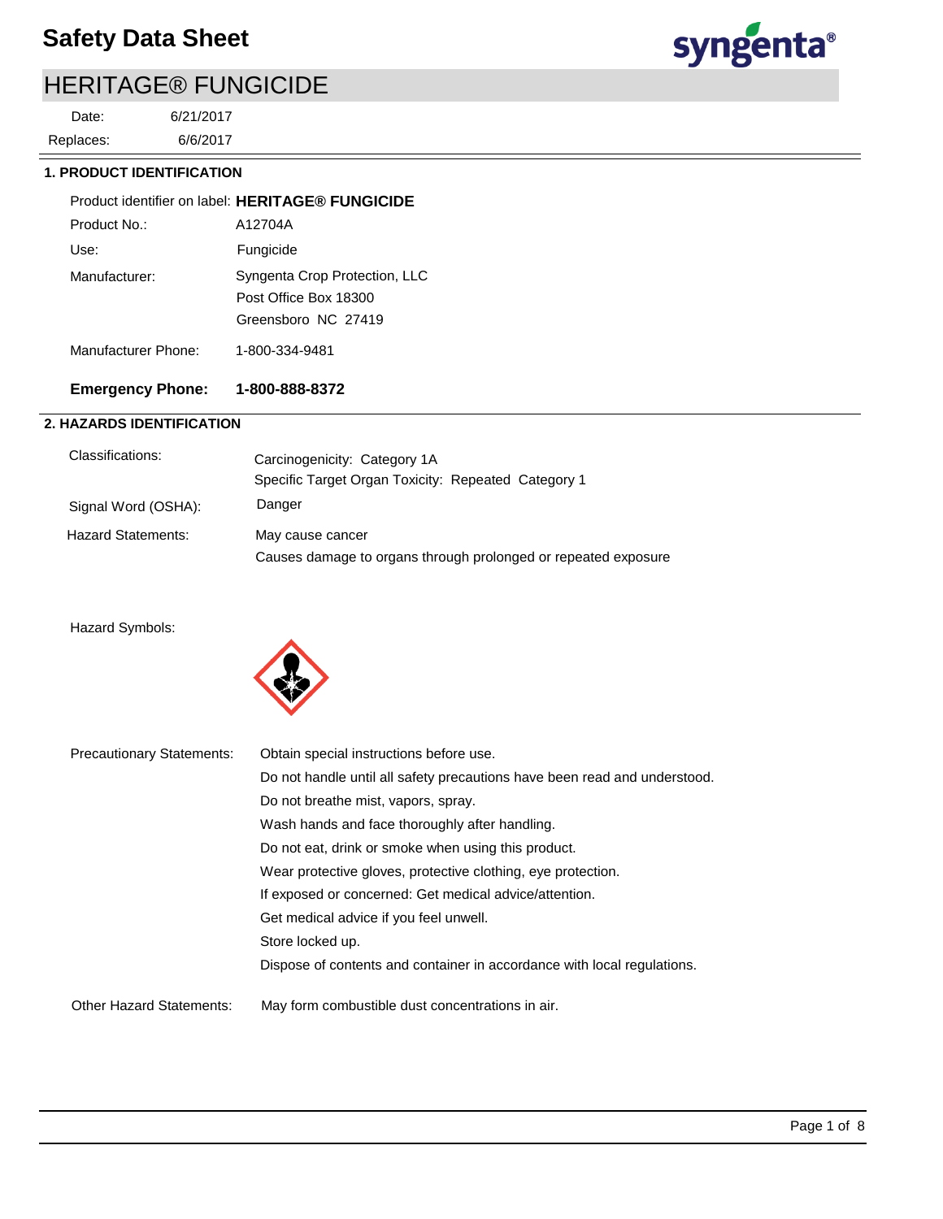# Safety Data Sheet

## HERITAGE® FUNGICIDE

Date: 6/21/2017

Replaces: 6/6/2017

### 1. PRODUCT IDENTIFICATION

Product identifier on label: **HERITAGE® FUNGICIDE**

Product No.: A12704A

Use: Fungicide

Manufacturer: Syngenta Crop Protection, LLC
Post Office Box 18300
Greensboro NC 27419

Manufacturer Phone: 1-800-334-9481

**Emergency Phone: 1-800-888-8372**

### 2. HAZARDS IDENTIFICATION

Classifications:
Carcinogenicity: Category 1A
Specific Target Organ Toxicity: Repeated Category 1

Signal Word (OSHA): Danger

Hazard Statements:
May cause cancer
Causes damage to organs through prolonged or repeated exposure

Hazard Symbols:

Precautionary Statements:
Obtain special instructions before use.
Do not handle until all safety precautions have been read and understood.
Do not breathe mist, vapors, spray.
Wash hands and face thoroughly after handling.
Do not eat, drink or smoke when using this product.
Wear protective gloves, protective clothing, eye protection.
If exposed or concerned: Get medical advice/attention.
Get medical advice if you feel unwell.
Store locked up.
Dispose of contents and container in accordance with local regulations.

Other Hazard Statements: May form combustible dust concentrations in air.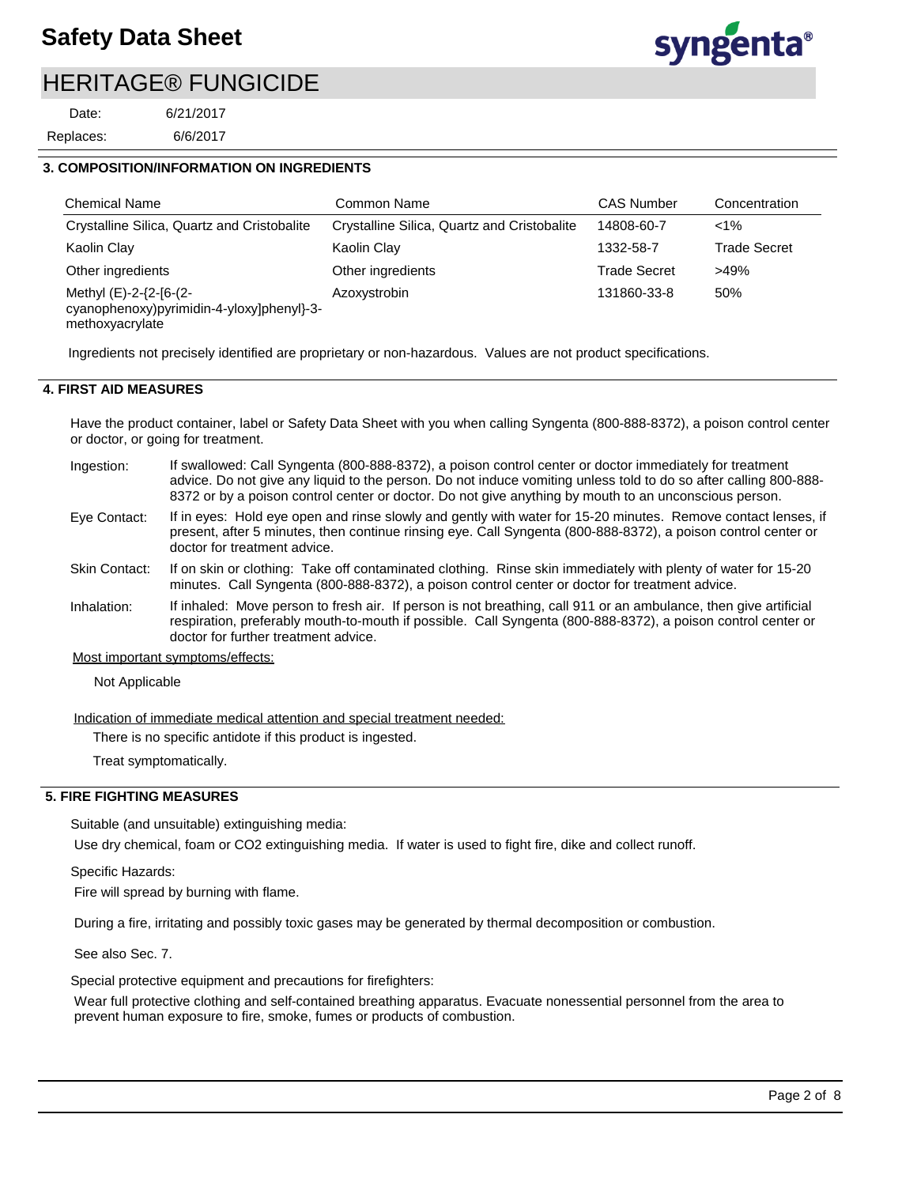## 3. COMPOSITION/INFORMATION ON INGREDIENTS

| Chemical Name | Common Name | CAS Number | Concentration |
|---|---|---|---|
| Crystalline Silica, Quartz and Cristobalite | Crystalline Silica, Quartz and Cristobalite | 14808-60-7 | <1% |
| Kaolin Clay | Kaolin Clay | 1332-58-7 | Trade Secret |
| Other ingredients | Other ingredients | Trade Secret | >49% |
| Methyl (E)-2-{2-[6-(2-cyanophenoxy)pyrimidin-4-yloxy]phenyl}-3-methoxyacrylate | Azoxystrobin | 131860-33-8 | 50% |

Ingredients not precisely identified are proprietary or non-hazardous. Values are not product specifications.

## 4. FIRST AID MEASURES

Have the product container, label or Safety Data Sheet with you when calling Syngenta (800-888-8372), a poison control center or doctor, or going for treatment.

**Ingestion:** If swallowed: Call Syngenta (800-888-8372), a poison control center or doctor immediately for treatment advice. Do not give any liquid to the person. Do not induce vomiting unless told to do so after calling 800-888-8372 or by a poison control center or doctor. Do not give anything by mouth to an unconscious person.

**Eye Contact:** If in eyes: Hold eye open and rinse slowly and gently with water for 15-20 minutes. Remove contact lenses, if present, after 5 minutes, then continue rinsing eye. Call Syngenta (800-888-8372), a poison control center or doctor for treatment advice.

**Skin Contact:** If on skin or clothing: Take off contaminated clothing. Rinse skin immediately with plenty of water for 15-20 minutes. Call Syngenta (800-888-8372), a poison control center or doctor for treatment advice.

**Inhalation:** If inhaled: Move person to fresh air. If person is not breathing, call 911 or an ambulance, then give artificial respiration, preferably mouth-to-mouth if possible. Call Syngenta (800-888-8372), a poison control center or doctor for further treatment advice.

Most important symptoms/effects:

Not Applicable

Indication of immediate medical attention and special treatment needed:

There is no specific antidote if this product is ingested.

Treat symptomatically.

## 5. FIRE FIGHTING MEASURES

Suitable (and unsuitable) extinguishing media:

Use dry chemical, foam or $CO_2$ extinguishing media. If water is used to fight fire, dike and collect runoff.

Specific Hazards:

Fire will spread by burning with flame.

During a fire, irritating and possibly toxic gases may be generated by thermal decomposition or combustion.

See also Sec. 7.

Special protective equipment and precautions for firefighters:

Wear full protective clothing and self-contained breathing apparatus. Evacuate nonessential personnel from the area to prevent human exposure to fire, smoke, fumes or products of combustion.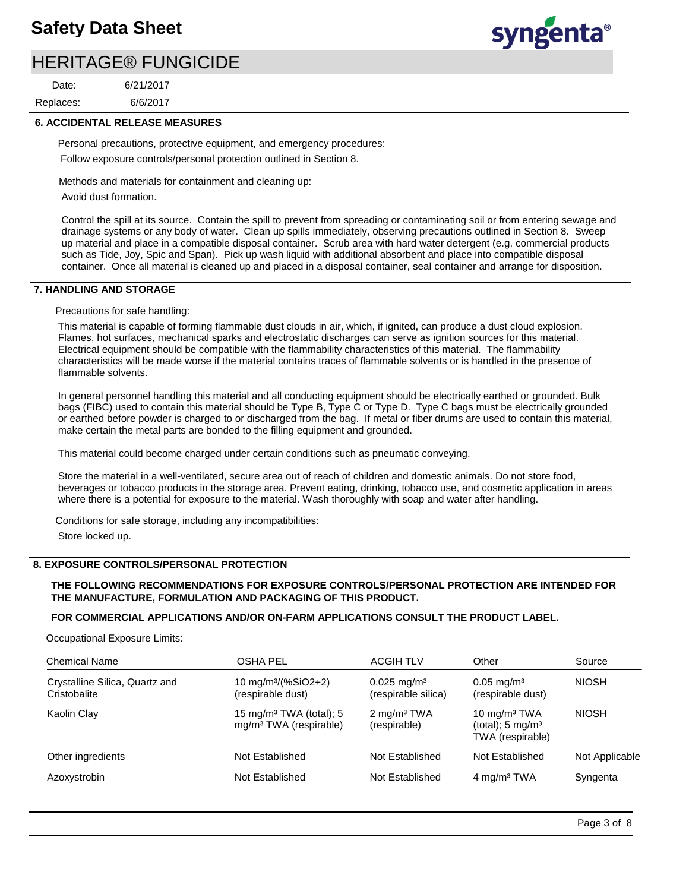## 6. ACCIDENTAL RELEASE MEASURES

Personal precautions, protective equipment, and emergency procedures:

Follow exposure controls/personal protection outlined in Section 8.

Methods and materials for containment and cleaning up:

Avoid dust formation.

Control the spill at its source. Contain the spill to prevent from spreading or contaminating soil or from entering sewage and drainage systems or any body of water. Clean up spills immediately, observing precautions outlined in Section 8. Sweep up material and place in a compatible disposal container. Scrub area with hard water detergent (e.g. commercial products such as Tide, Joy, Spic and Span). Pick up wash liquid with additional absorbent and place into compatible disposal container. Once all material is cleaned up and placed in a disposal container, seal container and arrange for disposition.

## 7. HANDLING AND STORAGE

Precautions for safe handling:

This material is capable of forming flammable dust clouds in air, which, if ignited, can produce a dust cloud explosion. Flames, hot surfaces, mechanical sparks and electrostatic discharges can serve as ignition sources for this material. Electrical equipment should be compatible with the flammability characteristics of this material. The flammability characteristics will be made worse if the material contains traces of flammable solvents or is handled in the presence of flammable solvents.

In general personnel handling this material and all conducting equipment should be electrically earthed or grounded. Bulk bags (FIBC) used to contain this material should be Type B, Type C or Type D. Type C bags must be electrically grounded or earthed before powder is charged to or discharged from the bag. If metal or fiber drums are used to contain this material, make certain the metal parts are bonded to the filling equipment and grounded.

This material could become charged under certain conditions such as pneumatic conveying.

Store the material in a well-ventilated, secure area out of reach of children and domestic animals. Do not store food, beverages or tobacco products in the storage area. Prevent eating, drinking, tobacco use, and cosmetic application in areas where there is a potential for exposure to the material. Wash thoroughly with soap and water after handling.

Conditions for safe storage, including any incompatibilities:

Store locked up.

## 8. EXPOSURE CONTROLS/PERSONAL PROTECTION

**THE FOLLOWING RECOMMENDATIONS FOR EXPOSURE CONTROLS/PERSONAL PROTECTION ARE INTENDED FOR THE MANUFACTURE, FORMULATION AND PACKAGING OF THIS PRODUCT.**

**FOR COMMERCIAL APPLICATIONS AND/OR ON-FARM APPLICATIONS CONSULT THE PRODUCT LABEL.**

Occupational Exposure Limits:

| Chemical Name | OSHA PEL | ACGIH TLV | Other | Source |
|---|---|---|---|---|
| Crystalline Silica, Quartz and Cristobalite | 10 mg/m³/(%SiO2+2) (respirable dust) | 0.025 mg/m³ (respirable silica) | 0.05 mg/m³ (respirable dust) | NIOSH |
| Kaolin Clay | 15 mg/m³ TWA (total); 5 mg/m³ TWA (respirable) | 2 mg/m³ TWA (respirable) | 10 mg/m³ TWA (total); 5 mg/m³ TWA (respirable) | NIOSH |
| Other ingredients | Not Established | Not Established | Not Established | Not Applicable |
| Azoxystrobin | Not Established | Not Established | 4 mg/m³ TWA | Syngenta |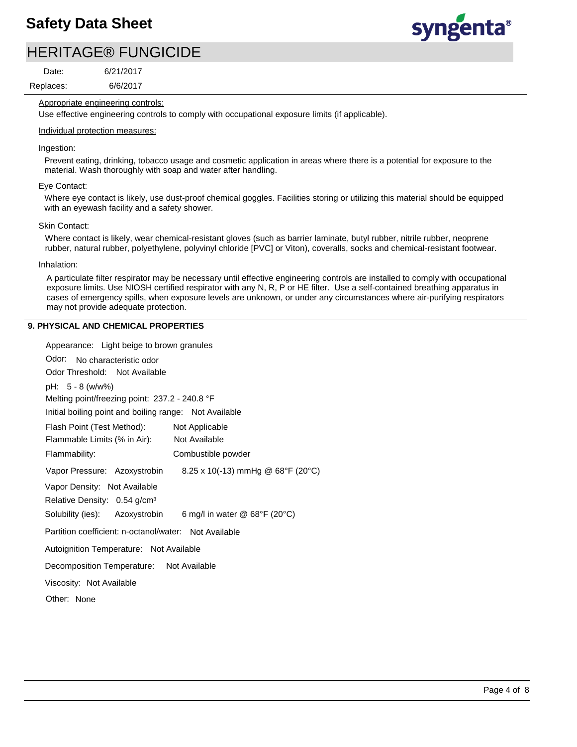Appropriate engineering controls:

Use effective engineering controls to comply with occupational exposure limits (if applicable).

Individual protection measures:

Ingestion:

Prevent eating, drinking, tobacco usage and cosmetic application in areas where there is a potential for exposure to the material. Wash thoroughly with soap and water after handling.

Eye Contact:

Where eye contact is likely, use dust-proof chemical goggles. Facilities storing or utilizing this material should be equipped with an eyewash facility and a safety shower.

Skin Contact:

Where contact is likely, wear chemical-resistant gloves (such as barrier laminate, butyl rubber, nitrile rubber, neoprene rubber, natural rubber, polyethylene, polyvinyl chloride [PVC] or Viton), coveralls, socks and chemical-resistant footwear.

Inhalation:

A particulate filter respirator may be necessary until effective engineering controls are installed to comply with occupational exposure limits. Use NIOSH certified respirator with any N, R, P or HE filter. Use a self-contained breathing apparatus in cases of emergency spills, when exposure levels are unknown, or under any circumstances where air-purifying respirators may not provide adequate protection.

## 9. PHYSICAL AND CHEMICAL PROPERTIES

Appearance: Light beige to brown granules

Odor: No characteristic odor

Odor Threshold: Not Available

pH: 5 - 8 (w/w%)

Melting point/freezing point: 237.2 - 240.8 °F

Initial boiling point and boiling range: Not Available

Flash Point (Test Method): Not Applicable

Flammable Limits (% in Air): Not Available

Flammability: Combustible powder

Vapor Pressure: Azoxystrobin 8.25 x 10(-13) mmHg @ 68°F (20°C)

Vapor Density: Not Available

Relative Density: 0.54 g/cm³

Solubility (ies): Azoxystrobin 6 mg/l in water @ 68°F (20°C)

Partition coefficient: n-octanol/water: Not Available

Autoignition Temperature: Not Available

Decomposition Temperature: Not Available

Viscosity: Not Available

Other: None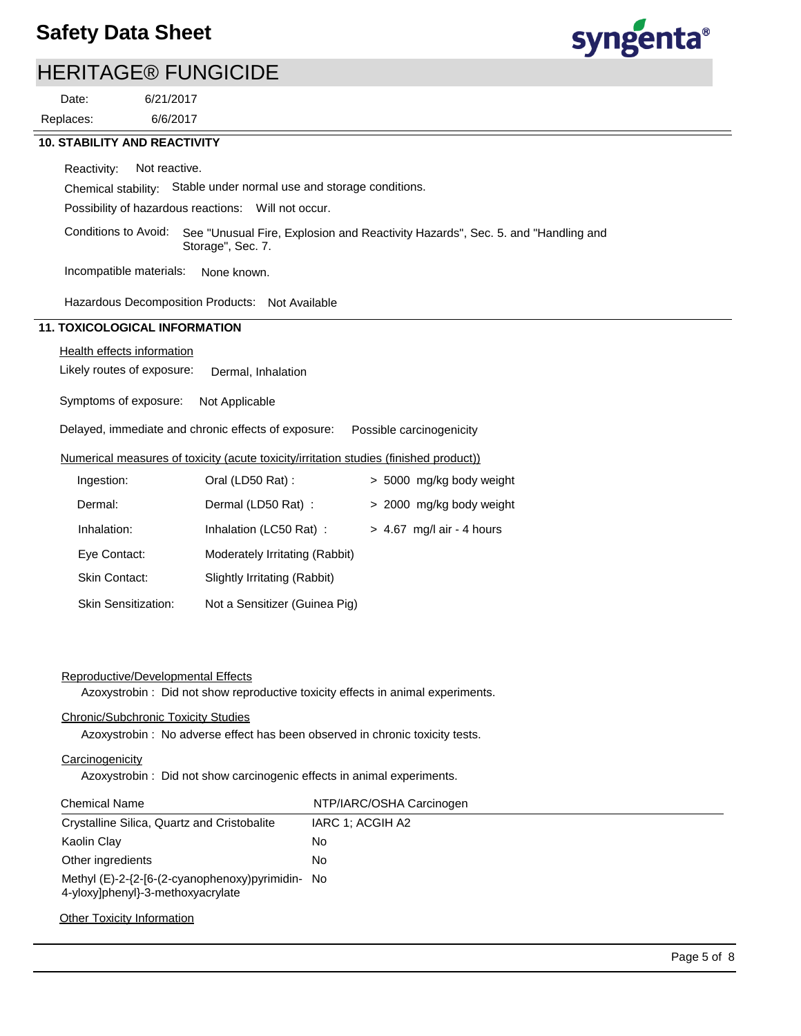Date: 6/21/2017

Replaces: 6/6/2017

## 10. STABILITY AND REACTIVITY

Reactivity: Not reactive.

Chemical stability: Stable under normal use and storage conditions.

Possibility of hazardous reactions: Will not occur.

Conditions to Avoid: See "Unusual Fire, Explosion and Reactivity Hazards", Sec. 5. and "Handling and Storage", Sec. 7.

Incompatible materials: None known.

Hazardous Decomposition Products: Not Available

## 11. TOXICOLOGICAL INFORMATION

### Health effects information

Likely routes of exposure: Dermal, Inhalation

Symptoms of exposure: Not Applicable

Delayed, immediate and chronic effects of exposure: Possible carcinogenicity

### Numerical measures of toxicity (acute toxicity/irritation studies (finished product))

| | | |
|---|---|---|
| Ingestion: | Oral (LD50 Rat) : | > 5000 mg/kg body weight |
| Dermal: | Dermal (LD50 Rat) : | > 2000 mg/kg body weight |
| Inhalation: | Inhalation (LC50 Rat) : | > 4.67 mg/l air - 4 hours |
| Eye Contact: | Moderately Irritating (Rabbit) | |
| Skin Contact: | Slightly Irritating (Rabbit) | |
| Skin Sensitization: | Not a Sensitizer (Guinea Pig) | |

### Reproductive/Developmental Effects

Azoxystrobin : Did not show reproductive toxicity effects in animal experiments.

### Chronic/Subchronic Toxicity Studies

Azoxystrobin : No adverse effect has been observed in chronic toxicity tests.

### Carcinogenicity

Azoxystrobin : Did not show carcinogenic effects in animal experiments.

| Chemical Name | NTP/IARC/OSHA Carcinogen |
|---|---|
| Crystalline Silica, Quartz and Cristobalite | IARC 1; ACGIH A2 |
| Kaolin Clay | No |
| Other ingredients | No |
| Methyl (E)-2-{2-[6-(2-cyanophenoxy)pyrimidin-4-yloxy]phenyl}-3-methoxyacrylate | No |

### Other Toxicity Information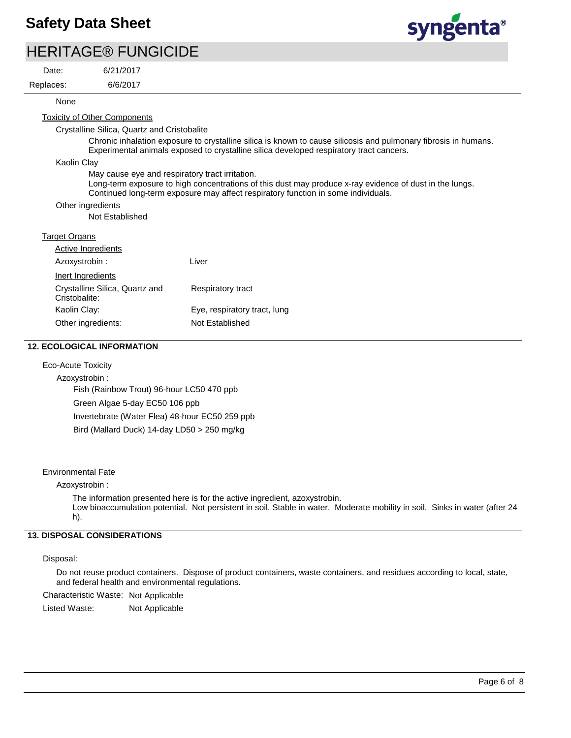None

Toxicity of Other Components

Crystalline Silica, Quartz and Cristobalite

Chronic inhalation exposure to crystalline silica is known to cause silicosis and pulmonary fibrosis in humans. Experimental animals exposed to crystalline silica developed respiratory tract cancers.

Kaolin Clay

May cause eye and respiratory tract irritation.
Long-term exposure to high concentrations of this dust may produce x-ray evidence of dust in the lungs.
Continued long-term exposure may affect respiratory function in some individuals.

Other ingredients

Not Established

Target Organs

Active Ingredients

| | |
|---|---|
| Azoxystrobin : | Liver |

Inert Ingredients

| | |
|---|---|
| Crystalline Silica, Quartz and Cristobalite: | Respiratory tract |
| Kaolin Clay: | Eye, respiratory tract, lung |
| Other ingredients: | Not Established |

## 12. ECOLOGICAL INFORMATION

Eco-Acute Toxicity

Azoxystrobin :

Fish (Rainbow Trout) 96-hour LC50 470 ppb

Green Algae 5-day EC50 106 ppb

Invertebrate (Water Flea) 48-hour EC50 259 ppb

Bird (Mallard Duck) 14-day LD50 > 250 mg/kg

Environmental Fate

Azoxystrobin :

The information presented here is for the active ingredient, azoxystrobin.
Low bioaccumulation potential. Not persistent in soil. Stable in water. Moderate mobility in soil. Sinks in water (after 24 h).

## 13. DISPOSAL CONSIDERATIONS

Disposal:

Do not reuse product containers. Dispose of product containers, waste containers, and residues according to local, state, and federal health and environmental regulations.

Characteristic Waste: Not Applicable

Listed Waste: Not Applicable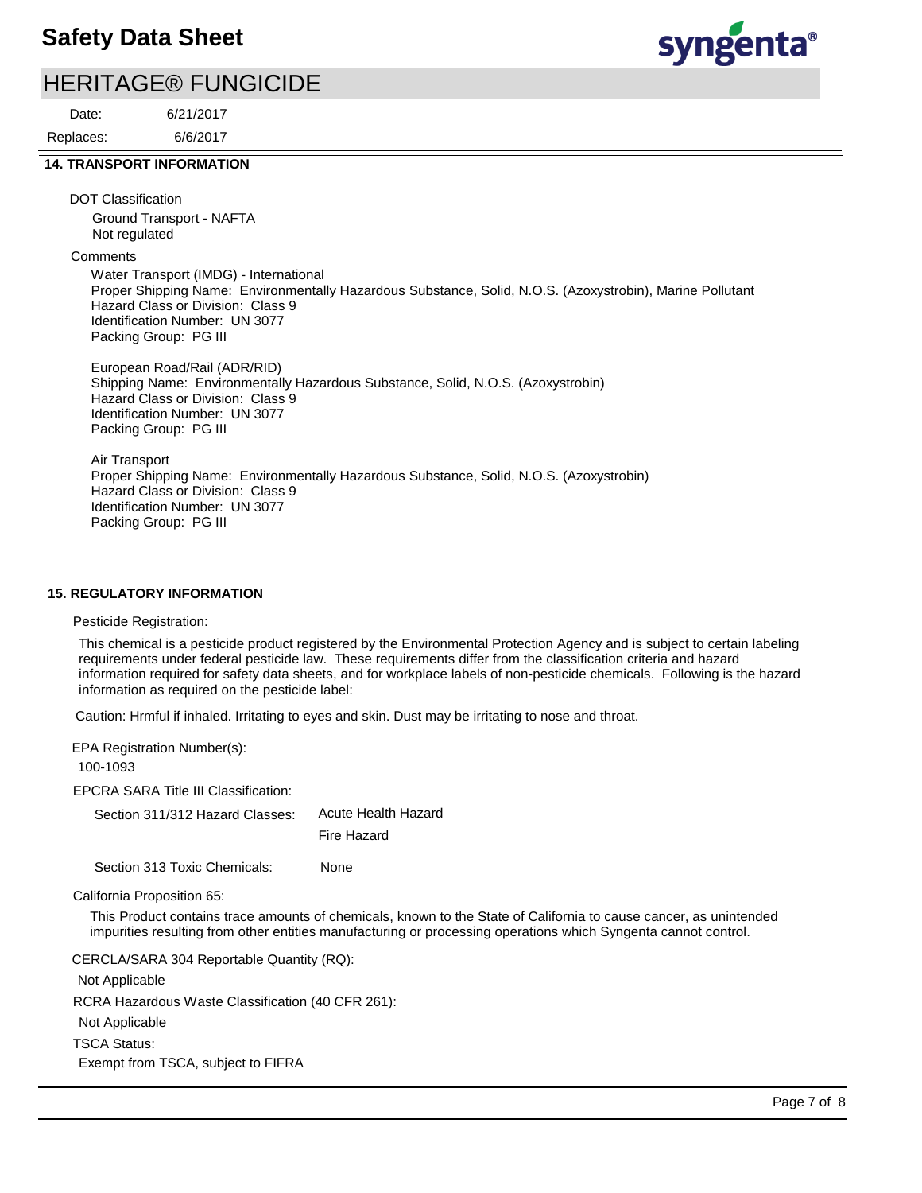## 14. TRANSPORT INFORMATION

DOT Classification

Ground Transport - NAFTA
Not regulated

Comments

Water Transport (IMDG) - International
Proper Shipping Name: Environmentally Hazardous Substance, Solid, N.O.S. (Azoxystrobin), Marine Pollutant
Hazard Class or Division: Class 9
Identification Number: UN 3077
Packing Group: PG III

European Road/Rail (ADR/RID)
Shipping Name: Environmentally Hazardous Substance, Solid, N.O.S. (Azoxystrobin)
Hazard Class or Division: Class 9
Identification Number: UN 3077
Packing Group: PG III

Air Transport
Proper Shipping Name: Environmentally Hazardous Substance, Solid, N.O.S. (Azoxystrobin)
Hazard Class or Division: Class 9
Identification Number: UN 3077
Packing Group: PG III

## 15. REGULATORY INFORMATION

Pesticide Registration:

This chemical is a pesticide product registered by the Environmental Protection Agency and is subject to certain labeling requirements under federal pesticide law. These requirements differ from the classification criteria and hazard information required for safety data sheets, and for workplace labels of non-pesticide chemicals. Following is the hazard information as required on the pesticide label:

Caution: Hrmful if inhaled. Irritating to eyes and skin. Dust may be irritating to nose and throat.

EPA Registration Number(s):

100-1093

EPCRA SARA Title III Classification:

| Section 311/312 Hazard Classes: | Acute Health Hazard<br>Fire Hazard |
|---|---|
| Section 313 Toxic Chemicals: | None |

California Proposition 65:

This Product contains trace amounts of chemicals, known to the State of California to cause cancer, as unintended impurities resulting from other entities manufacturing or processing operations which Syngenta cannot control.

CERCLA/SARA 304 Reportable Quantity (RQ):

Not Applicable

RCRA Hazardous Waste Classification (40 CFR 261):

Not Applicable

TSCA Status:

Exempt from TSCA, subject to FIFRA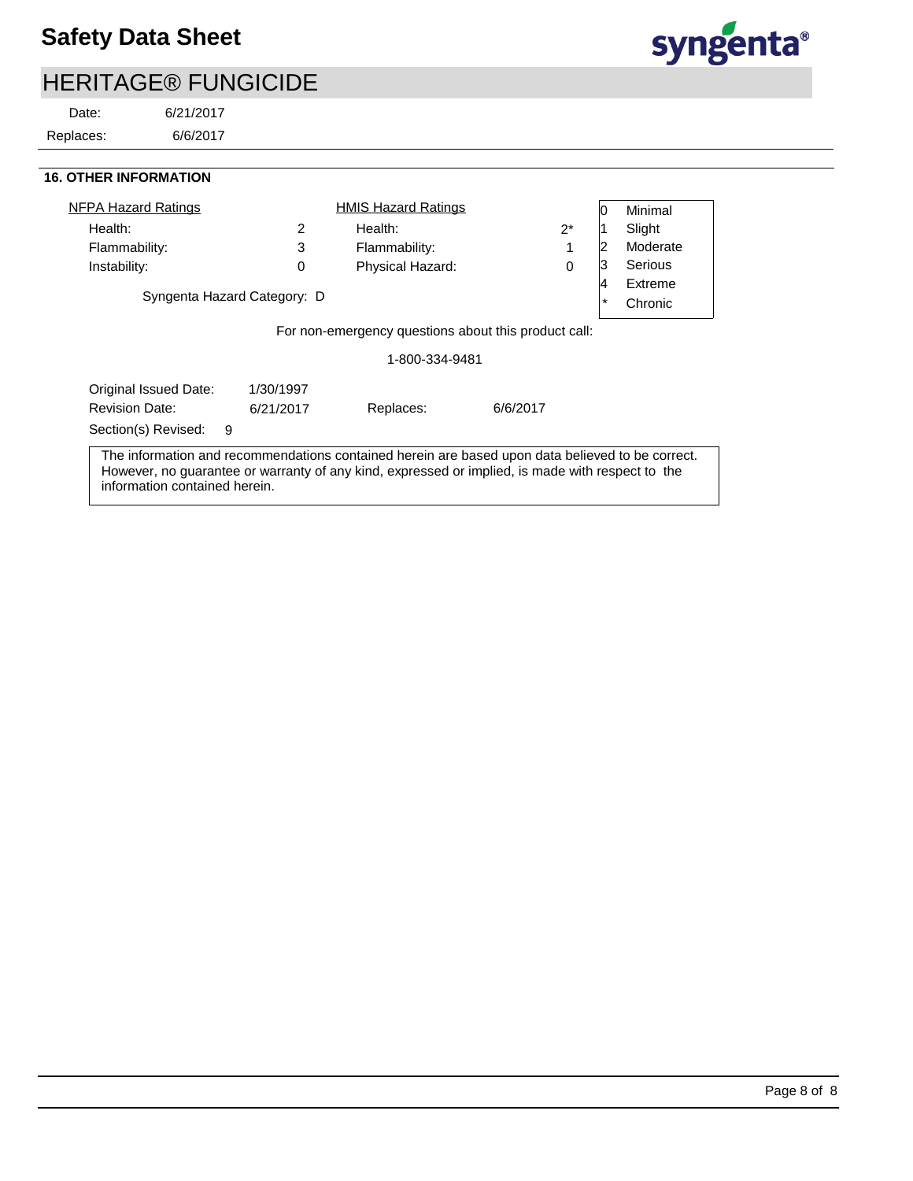## 16. OTHER INFORMATION

| NFPA Hazard Ratings | | HMIS Hazard Ratings | | | |
|---|---|---|---|---|---|
| Health: | 2 | Health: | 2* | 0 | Minimal |
| Flammability: | 3 | Flammability: | 1 | 1 | Slight |
| Instability: | 0 | Physical Hazard: | 0 | 2 | Moderate |
| | | | | 3 | Serious |
| | | | | 4 | Extreme |
| | | | | * | Chronic |

Syngenta Hazard Category: D

For non-emergency questions about this product call:

1-800-334-9481

Original Issued Date: 1/30/1997

Revision Date: 6/21/2017    Replaces: 6/6/2017

Section(s) Revised: 9

The information and recommendations contained herein are based upon data believed to be correct. However, no guarantee or warranty of any kind, expressed or implied, is made with respect to the information contained herein.